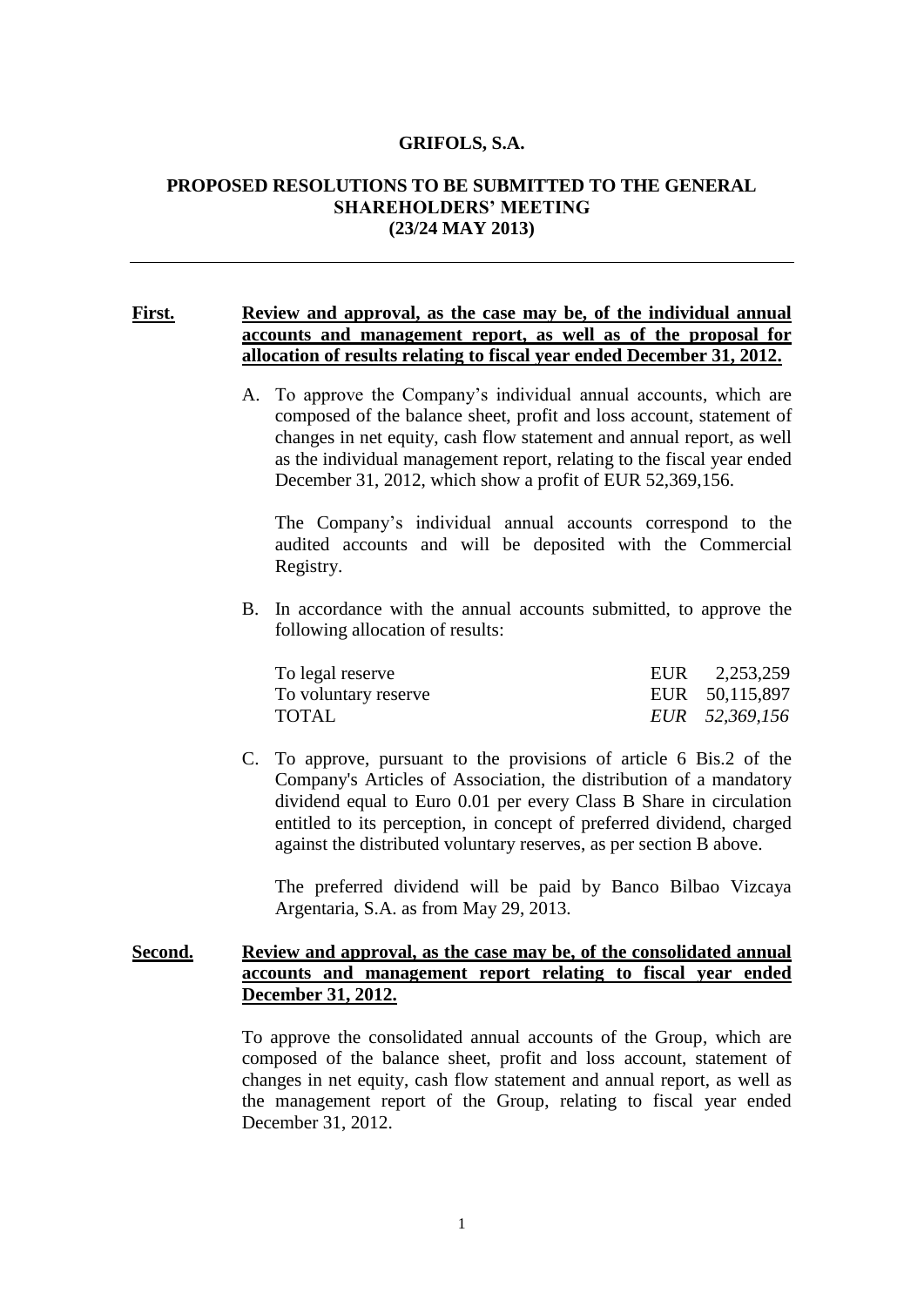# GRIFOLS, S.A.

## PROPOSED RESOLUTIONS TO BE SUBMITTED TO THE GENERAL SHAREHOLDERS' MEETING (23/24 MAY 2013)

---

**First.** **Review and approval, as the case may be, of the individual annual accounts and management report, as well as of the proposal for allocation of results relating to fiscal year ended December 31, 2012.**

A. To approve the Company's individual annual accounts, which are composed of the balance sheet, profit and loss account, statement of changes in net equity, cash flow statement and annual report, as well as the individual management report, relating to the fiscal year ended December 31, 2012, which show a profit of EUR 52,369,156.

The Company's individual annual accounts correspond to the audited accounts and will be deposited with the Commercial Registry.

B. In accordance with the annual accounts submitted, to approve the following allocation of results:

| | |
|---|---|
| To legal reserve | EUR 2,253,259 |
| To voluntary reserve | EUR 50,115,897 |
| TOTAL | *EUR 52,369,156* |

C. To approve, pursuant to the provisions of article 6 Bis.2 of the Company's Articles of Association, the distribution of a mandatory dividend equal to Euro 0.01 per every Class B Share in circulation entitled to its perception, in concept of preferred dividend, charged against the distributed voluntary reserves, as per section B above.

The preferred dividend will be paid by Banco Bilbao Vizcaya Argentaria, S.A. as from May 29, 2013.

**Second.** **Review and approval, as the case may be, of the consolidated annual accounts and management report relating to fiscal year ended December 31, 2012.**

To approve the consolidated annual accounts of the Group, which are composed of the balance sheet, profit and loss account, statement of changes in net equity, cash flow statement and annual report, as well as the management report of the Group, relating to fiscal year ended December 31, 2012.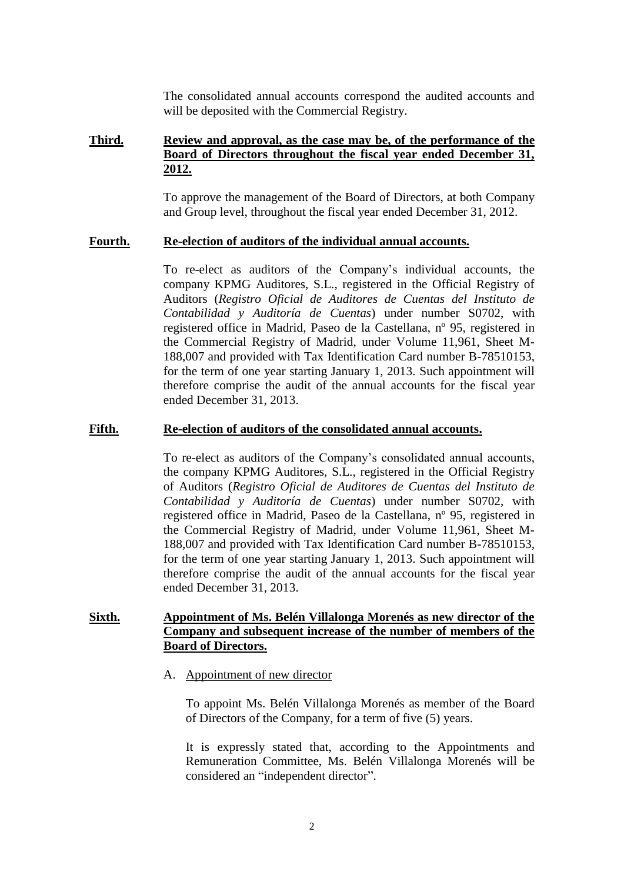The consolidated annual accounts correspond the audited accounts and will be deposited with the Commercial Registry.

**Third.** **Review and approval, as the case may be, of the performance of the Board of Directors throughout the fiscal year ended December 31, 2012.**

To approve the management of the Board of Directors, at both Company and Group level, throughout the fiscal year ended December 31, 2012.

**Fourth.** **Re-election of auditors of the individual annual accounts.**

To re-elect as auditors of the Company's individual accounts, the company KPMG Auditores, S.L., registered in the Official Registry of Auditors (*Registro Oficial de Auditores de Cuentas del Instituto de Contabilidad y Auditoría de Cuentas*) under number S0702, with registered office in Madrid, Paseo de la Castellana, nº 95, registered in the Commercial Registry of Madrid, under Volume 11,961, Sheet M-188,007 and provided with Tax Identification Card number B-78510153, for the term of one year starting January 1, 2013. Such appointment will therefore comprise the audit of the annual accounts for the fiscal year ended December 31, 2013.

**Fifth.** **Re-election of auditors of the consolidated annual accounts.**

To re-elect as auditors of the Company's consolidated annual accounts, the company KPMG Auditores, S.L., registered in the Official Registry of Auditors (*Registro Oficial de Auditores de Cuentas del Instituto de Contabilidad y Auditoría de Cuentas*) under number S0702, with registered office in Madrid, Paseo de la Castellana, nº 95, registered in the Commercial Registry of Madrid, under Volume 11,961, Sheet M-188,007 and provided with Tax Identification Card number B-78510153, for the term of one year starting January 1, 2013. Such appointment will therefore comprise the audit of the annual accounts for the fiscal year ended December 31, 2013.

**Sixth.** **Appointment of Ms. Belén Villalonga Morenés as new director of the Company and subsequent increase of the number of members of the Board of Directors.**

A. Appointment of new director

To appoint Ms. Belén Villalonga Morenés as member of the Board of Directors of the Company, for a term of five (5) years.

It is expressly stated that, according to the Appointments and Remuneration Committee, Ms. Belén Villalonga Morenés will be considered an "independent director".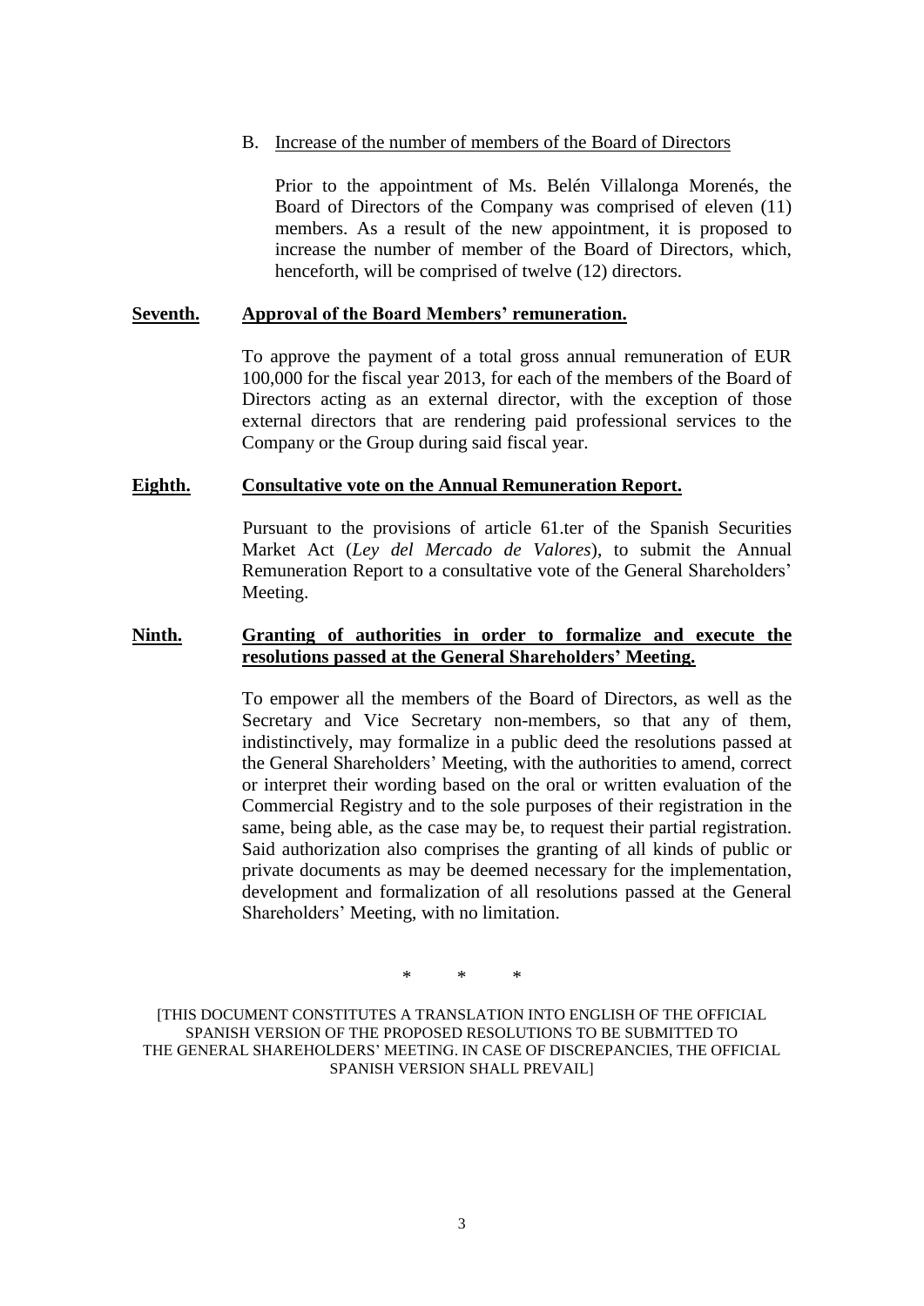B. Increase of the number of members of the Board of Directors

Prior to the appointment of Ms. Belén Villalonga Morenés, the Board of Directors of the Company was comprised of eleven (11) members. As a result of the new appointment, it is proposed to increase the number of member of the Board of Directors, which, henceforth, will be comprised of twelve (12) directors.

**Seventh. Approval of the Board Members' remuneration.**

To approve the payment of a total gross annual remuneration of EUR 100,000 for the fiscal year 2013, for each of the members of the Board of Directors acting as an external director, with the exception of those external directors that are rendering paid professional services to the Company or the Group during said fiscal year.

**Eighth. Consultative vote on the Annual Remuneration Report.**

Pursuant to the provisions of article 61.ter of the Spanish Securities Market Act (*Ley del Mercado de Valores*), to submit the Annual Remuneration Report to a consultative vote of the General Shareholders' Meeting.

**Ninth. Granting of authorities in order to formalize and execute the resolutions passed at the General Shareholders' Meeting.**

To empower all the members of the Board of Directors, as well as the Secretary and Vice Secretary non-members, so that any of them, indistinctively, may formalize in a public deed the resolutions passed at the General Shareholders' Meeting, with the authorities to amend, correct or interpret their wording based on the oral or written evaluation of the Commercial Registry and to the sole purposes of their registration in the same, being able, as the case may be, to request their partial registration. Said authorization also comprises the granting of all kinds of public or private documents as may be deemed necessary for the implementation, development and formalization of all resolutions passed at the General Shareholders' Meeting, with no limitation.

\* \* \*

[THIS DOCUMENT CONSTITUTES A TRANSLATION INTO ENGLISH OF THE OFFICIAL SPANISH VERSION OF THE PROPOSED RESOLUTIONS TO BE SUBMITTED TO THE GENERAL SHAREHOLDERS' MEETING. IN CASE OF DISCREPANCIES, THE OFFICIAL SPANISH VERSION SHALL PREVAIL]